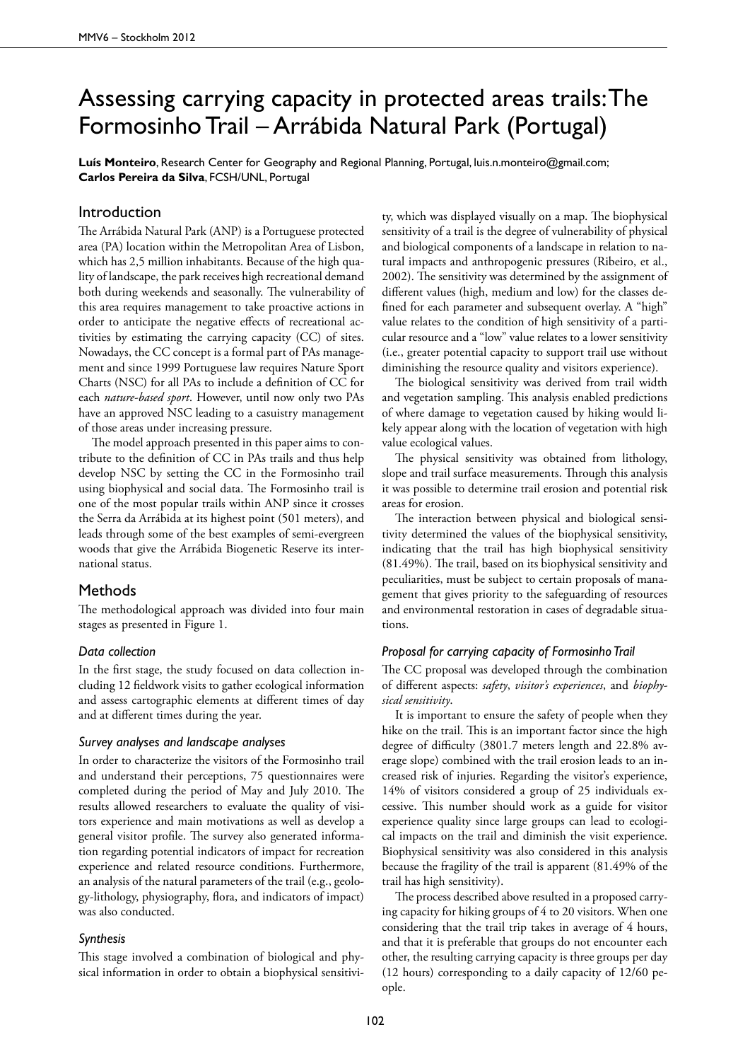# Assessing carrying capacity in protected areas trails: The Formosinho Trail – Arrábida Natural Park (Portugal)

**Luís Monteiro**, Research Center for Geography and Regional Planning, Portugal, luis.n.monteiro@gmail.com;
**Carlos Pereira da Silva**, FCSH/UNL, Portugal

## Introduction

The Arrábida Natural Park (ANP) is a Portuguese protected area (PA) location within the Metropolitan Area of Lisbon, which has 2,5 million inhabitants. Because of the high quality of landscape, the park receives high recreational demand both during weekends and seasonally. The vulnerability of this area requires management to take proactive actions in order to anticipate the negative effects of recreational activities by estimating the carrying capacity (CC) of sites. Nowadays, the CC concept is a formal part of PAs management and since 1999 Portuguese law requires Nature Sport Charts (NSC) for all PAs to include a definition of CC for each *nature-based sport*. However, until now only two PAs have an approved NSC leading to a casuistry management of those areas under increasing pressure.

The model approach presented in this paper aims to contribute to the definition of CC in PAs trails and thus help develop NSC by setting the CC in the Formosinho trail using biophysical and social data. The Formosinho trail is one of the most popular trails within ANP since it crosses the Serra da Arrábida at its highest point (501 meters), and leads through some of the best examples of semi-evergreen woods that give the Arrábida Biogenetic Reserve its international status.

## Methods

The methodological approach was divided into four main stages as presented in Figure 1.

### *Data collection*

In the first stage, the study focused on data collection including 12 fieldwork visits to gather ecological information and assess cartographic elements at different times of day and at different times during the year.

### *Survey analyses and landscape analyses*

In order to characterize the visitors of the Formosinho trail and understand their perceptions, 75 questionnaires were completed during the period of May and July 2010. The results allowed researchers to evaluate the quality of visitors experience and main motivations as well as develop a general visitor profile. The survey also generated information regarding potential indicators of impact for recreation experience and related resource conditions. Furthermore, an analysis of the natural parameters of the trail (e.g., geology-lithology, physiography, flora, and indicators of impact) was also conducted.

### *Synthesis*

This stage involved a combination of biological and physical information in order to obtain a biophysical sensitivity, which was displayed visually on a map. The biophysical sensitivity of a trail is the degree of vulnerability of physical and biological components of a landscape in relation to natural impacts and anthropogenic pressures (Ribeiro, et al., 2002). The sensitivity was determined by the assignment of different values (high, medium and low) for the classes defined for each parameter and subsequent overlay. A "high" value relates to the condition of high sensitivity of a particular resource and a "low" value relates to a lower sensitivity (i.e., greater potential capacity to support trail use without diminishing the resource quality and visitors experience).

The biological sensitivity was derived from trail width and vegetation sampling. This analysis enabled predictions of where damage to vegetation caused by hiking would likely appear along with the location of vegetation with high value ecological values.

The physical sensitivity was obtained from lithology, slope and trail surface measurements. Through this analysis it was possible to determine trail erosion and potential risk areas for erosion.

The interaction between physical and biological sensitivity determined the values of the biophysical sensitivity, indicating that the trail has high biophysical sensitivity (81.49%). The trail, based on its biophysical sensitivity and peculiarities, must be subject to certain proposals of management that gives priority to the safeguarding of resources and environmental restoration in cases of degradable situations.

### *Proposal for carrying capacity of Formosinho Trail*

The CC proposal was developed through the combination of different aspects: *safety*, *visitor's experiences*, and *biophysical sensitivity*.

It is important to ensure the safety of people when they hike on the trail. This is an important factor since the high degree of difficulty (3801.7 meters length and 22.8% average slope) combined with the trail erosion leads to an increased risk of injuries. Regarding the visitor's experience, 14% of visitors considered a group of 25 individuals excessive. This number should work as a guide for visitor experience quality since large groups can lead to ecological impacts on the trail and diminish the visit experience. Biophysical sensitivity was also considered in this analysis because the fragility of the trail is apparent (81.49% of the trail has high sensitivity).

The process described above resulted in a proposed carrying capacity for hiking groups of 4 to 20 visitors. When one considering that the trail trip takes in average of 4 hours, and that it is preferable that groups do not encounter each other, the resulting carrying capacity is three groups per day (12 hours) corresponding to a daily capacity of 12/60 people.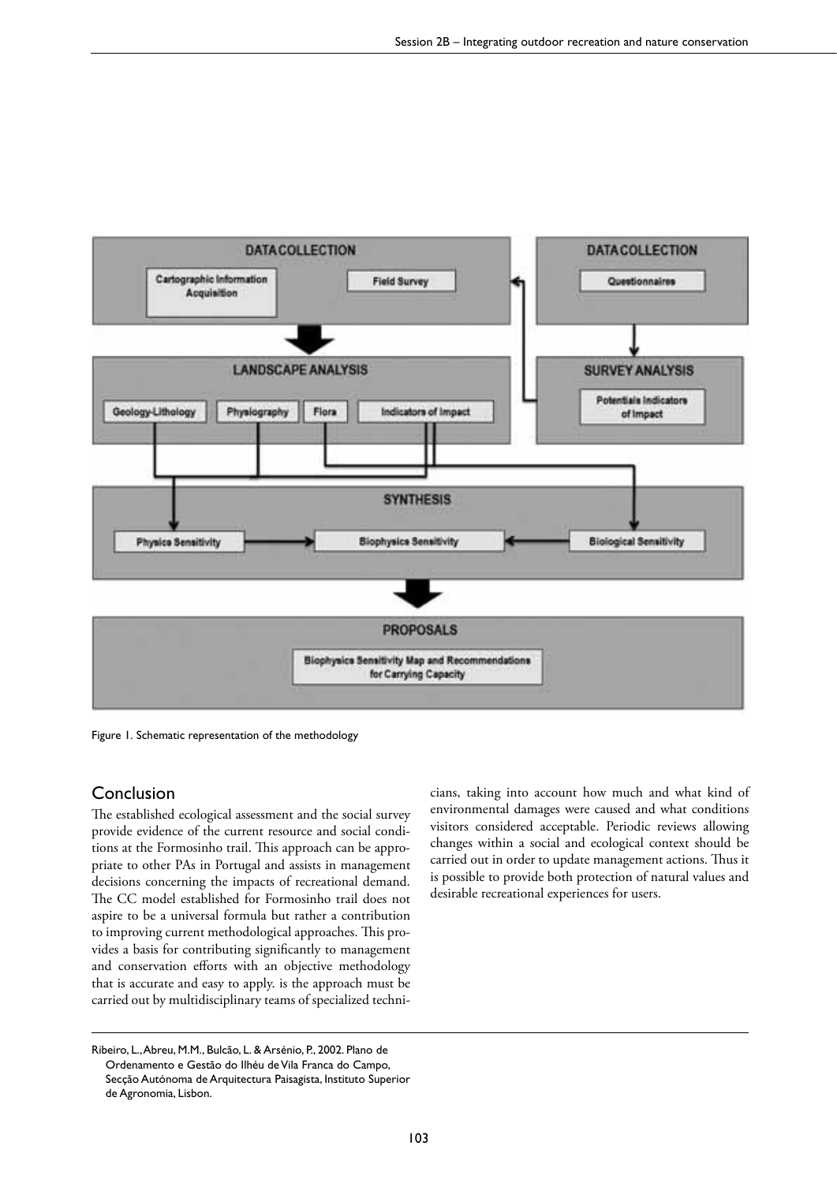DATA COLLECTION

Cartographic Information Acquisition

Field Survey

DATA COLLECTION

Questionnaires

LANDSCAPE ANALYSIS

Geology-Lithology

Physiography

Flora

Indicators of Impact

SURVEY ANALYSIS

Potentials Indicators of Impact

SYNTHESIS

Physics Sensitivity

Biophysics Sensitivity

Biological Sensitivity

PROPOSALS

Biophysics Sensitivity Map and Recommendations for Carrying Capacity

Figure 1. Schematic representation of the methodology

## Conclusion

The established ecological assessment and the social survey provide evidence of the current resource and social conditions at the Formosinho trail. This approach can be appropriate to other PAs in Portugal and assists in management decisions concerning the impacts of recreational demand. The CC model established for Formosinho trail does not aspire to be a universal formula but rather a contribution to improving current methodological approaches. This provides a basis for contributing significantly to management and conservation efforts with an objective methodology that is accurate and easy to apply. is the approach must be carried out by multidisciplinary teams of specialized technicians, taking into account how much and what kind of environmental damages were caused and what conditions visitors considered acceptable. Periodic reviews allowing changes within a social and ecological context should be carried out in order to update management actions. Thus it is possible to provide both protection of natural values and desirable recreational experiences for users.

Ribeiro, L., Abreu, M.M., Bulcão, L. & Arsénio, P., 2002. Plano de Ordenamento e Gestão do Ilhéu de Vila Franca do Campo, Secção Autónoma de Arquitectura Paisagista, Instituto Superior de Agronomia, Lisbon.